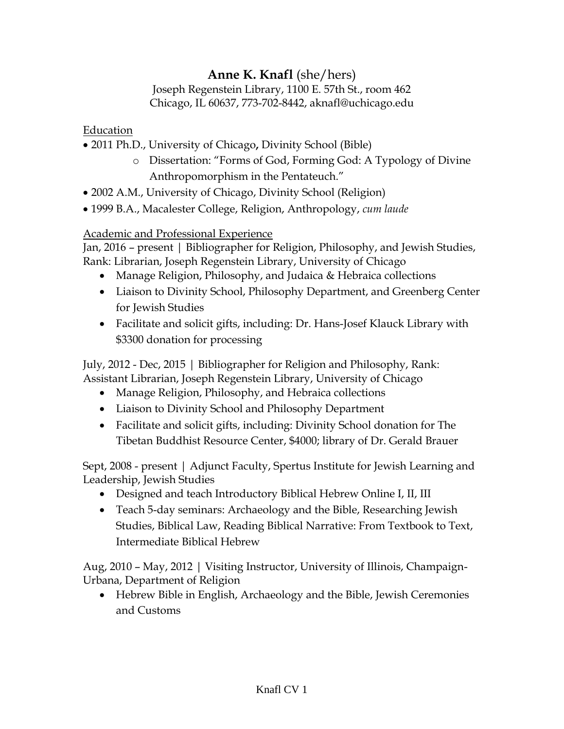# **Anne K. Knafl** (she/hers)

Joseph Regenstein Library, 1100 E. 57th St., room 462
Chicago, IL 60637, 773-702-8442, aknafl@uchicago.edu

## Education

- 2011 Ph.D., University of Chicago**,** Divinity School (Bible)
    - Dissertation: "Forms of God, Forming God: A Typology of Divine Anthropomorphism in the Pentateuch."
- 2002 A.M., University of Chicago, Divinity School (Religion)
- 1999 B.A., Macalester College, Religion, Anthropology, *cum laude*

## Academic and Professional Experience

Jan, 2016 – present | Bibliographer for Religion, Philosophy, and Jewish Studies, Rank: Librarian, Joseph Regenstein Library, University of Chicago

- Manage Religion, Philosophy, and Judaica & Hebraica collections
- Liaison to Divinity School, Philosophy Department, and Greenberg Center for Jewish Studies
- Facilitate and solicit gifts, including: Dr. Hans-Josef Klauck Library with $3300 donation for processing

July, 2012 - Dec, 2015 | Bibliographer for Religion and Philosophy, Rank: Assistant Librarian, Joseph Regenstein Library, University of Chicago

- Manage Religion, Philosophy, and Hebraica collections
- Liaison to Divinity School and Philosophy Department
- Facilitate and solicit gifts, including: Divinity School donation for The Tibetan Buddhist Resource Center, $4000; library of Dr. Gerald Brauer

Sept, 2008 - present | Adjunct Faculty, Spertus Institute for Jewish Learning and Leadership, Jewish Studies

- Designed and teach Introductory Biblical Hebrew Online I, II, III
- Teach 5-day seminars: Archaeology and the Bible, Researching Jewish Studies, Biblical Law, Reading Biblical Narrative: From Textbook to Text, Intermediate Biblical Hebrew

Aug, 2010 – May, 2012 | Visiting Instructor, University of Illinois, Champaign-Urbana, Department of Religion

- Hebrew Bible in English, Archaeology and the Bible, Jewish Ceremonies and Customs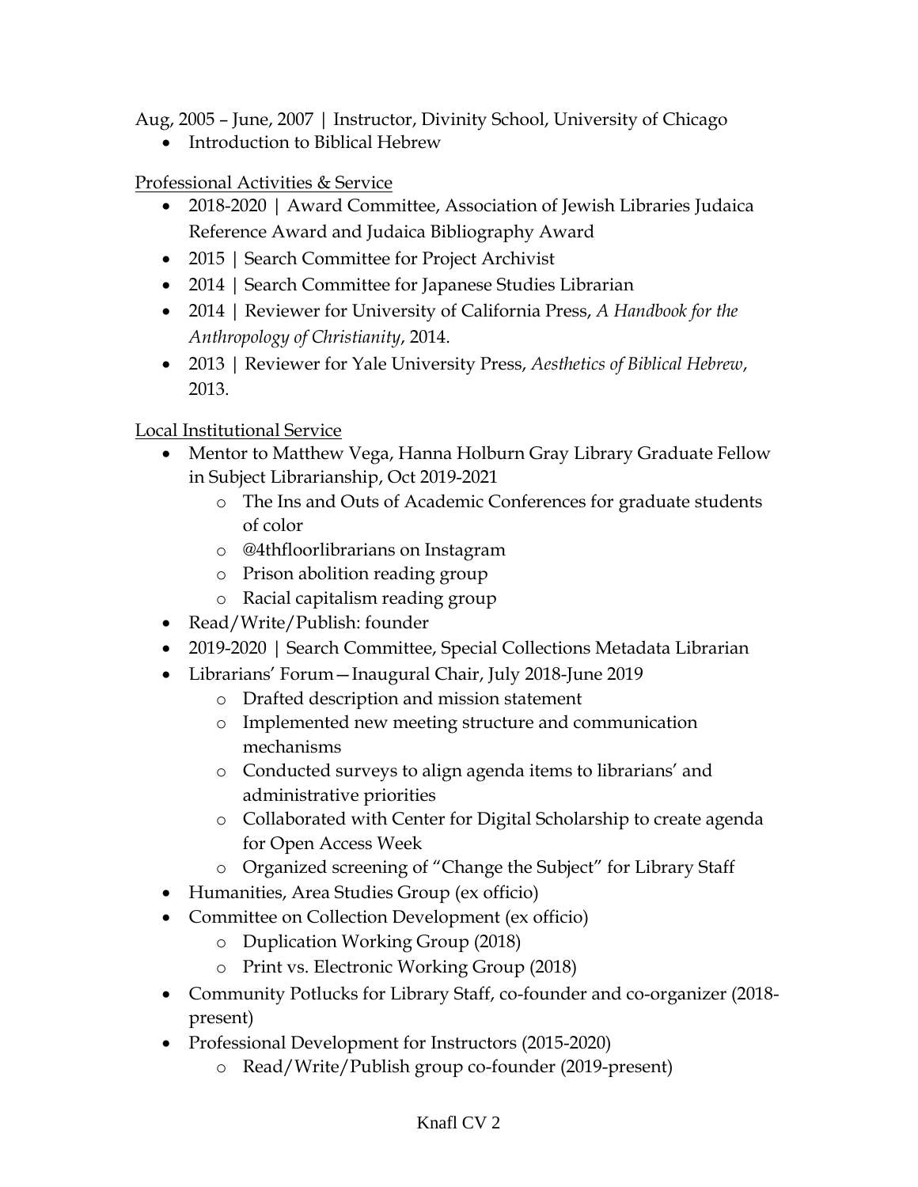Aug, 2005 – June, 2007 | Instructor, Divinity School, University of Chicago

- Introduction to Biblical Hebrew

<u>Professional Activities & Service</u>

- 2018-2020 | Award Committee, Association of Jewish Libraries Judaica Reference Award and Judaica Bibliography Award
- 2015 | Search Committee for Project Archivist
- 2014 | Search Committee for Japanese Studies Librarian
- 2014 | Reviewer for University of California Press, *A Handbook for the Anthropology of Christianity*, 2014.
- 2013 | Reviewer for Yale University Press, *Aesthetics of Biblical Hebrew*, 2013.

<u>Local Institutional Service</u>

- Mentor to Matthew Vega, Hanna Holburn Gray Library Graduate Fellow in Subject Librarianship, Oct 2019-2021
    - The Ins and Outs of Academic Conferences for graduate students of color
    - @4thfloorlibrarians on Instagram
    - Prison abolition reading group
    - Racial capitalism reading group
- Read/Write/Publish: founder
- 2019-2020 | Search Committee, Special Collections Metadata Librarian
- Librarians' Forum—Inaugural Chair, July 2018-June 2019
    - Drafted description and mission statement
    - Implemented new meeting structure and communication mechanisms
    - Conducted surveys to align agenda items to librarians' and administrative priorities
    - Collaborated with Center for Digital Scholarship to create agenda for Open Access Week
    - Organized screening of "Change the Subject" for Library Staff
- Humanities, Area Studies Group (ex officio)
- Committee on Collection Development (ex officio)
    - Duplication Working Group (2018)
    - Print vs. Electronic Working Group (2018)
- Community Potlucks for Library Staff, co-founder and co-organizer (2018-present)
- Professional Development for Instructors (2015-2020)
    - Read/Write/Publish group co-founder (2019-present)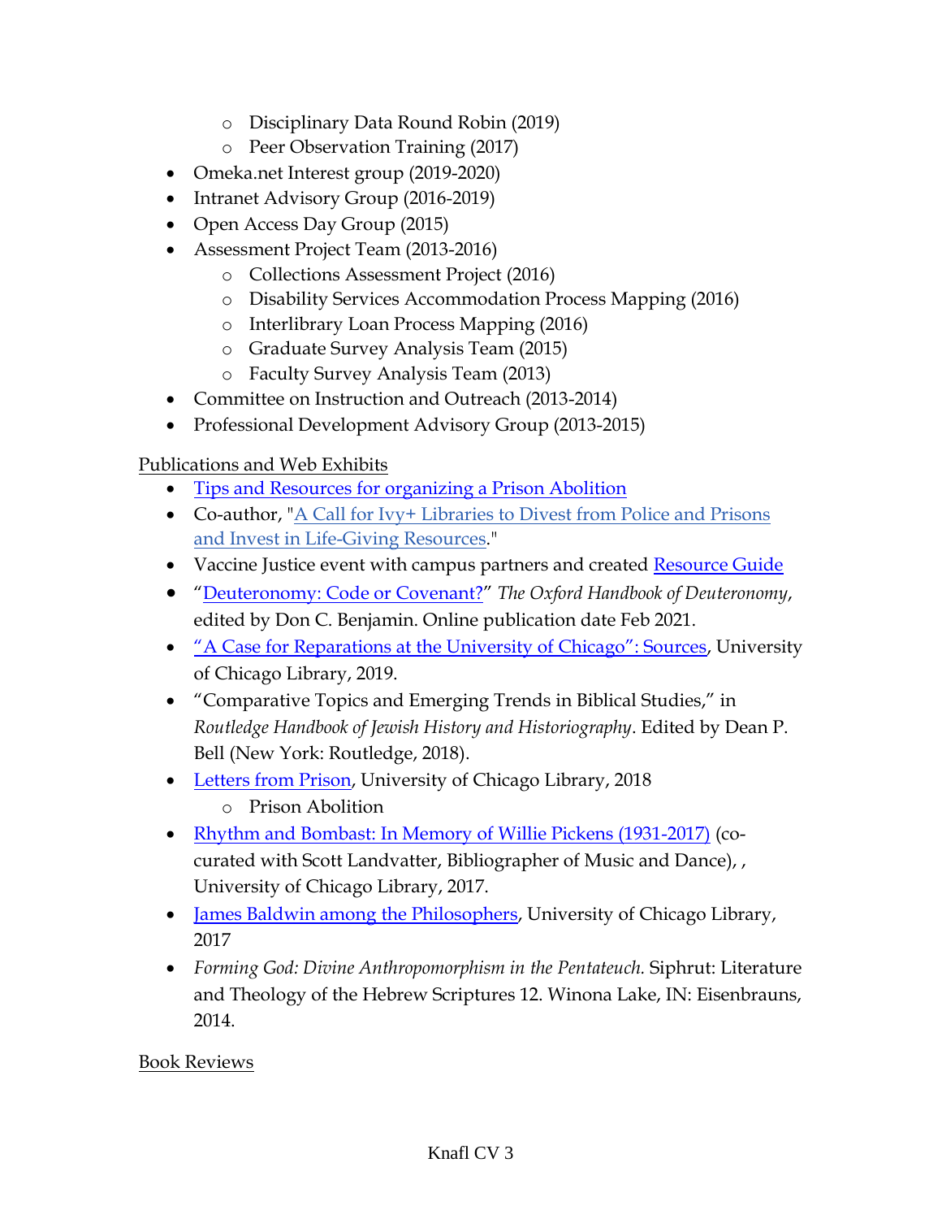- Disciplinary Data Round Robin (2019)
  - Peer Observation Training (2017)
- Omeka.net Interest group (2019-2020)
- Intranet Advisory Group (2016-2019)
- Open Access Day Group (2015)
- Assessment Project Team (2013-2016)
  - Collections Assessment Project (2016)
  - Disability Services Accommodation Process Mapping (2016)
  - Interlibrary Loan Process Mapping (2016)
  - Graduate Survey Analysis Team (2015)
  - Faculty Survey Analysis Team (2013)
- Committee on Instruction and Outreach (2013-2014)
- Professional Development Advisory Group (2013-2015)

Publications and Web Exhibits

- Tips and Resources for organizing a Prison Abolition
- Co-author, "A Call for Ivy+ Libraries to Divest from Police and Prisons and Invest in Life-Giving Resources."
- Vaccine Justice event with campus partners and created Resource Guide
- "Deuteronomy: Code or Covenant?" *The Oxford Handbook of Deuteronomy*, edited by Don C. Benjamin. Online publication date Feb 2021.
- "A Case for Reparations at the University of Chicago": Sources, University of Chicago Library, 2019.
- "Comparative Topics and Emerging Trends in Biblical Studies," in *Routledge Handbook of Jewish History and Historiography*. Edited by Dean P. Bell (New York: Routledge, 2018).
- Letters from Prison, University of Chicago Library, 2018
  - Prison Abolition
- Rhythm and Bombast: In Memory of Willie Pickens (1931-2017) (co-curated with Scott Landvatter, Bibliographer of Music and Dance), , University of Chicago Library, 2017.
- James Baldwin among the Philosophers, University of Chicago Library, 2017
- *Forming God: Divine Anthropomorphism in the Pentateuch.* Siphrut: Literature and Theology of the Hebrew Scriptures 12. Winona Lake, IN: Eisenbrauns, 2014.

Book Reviews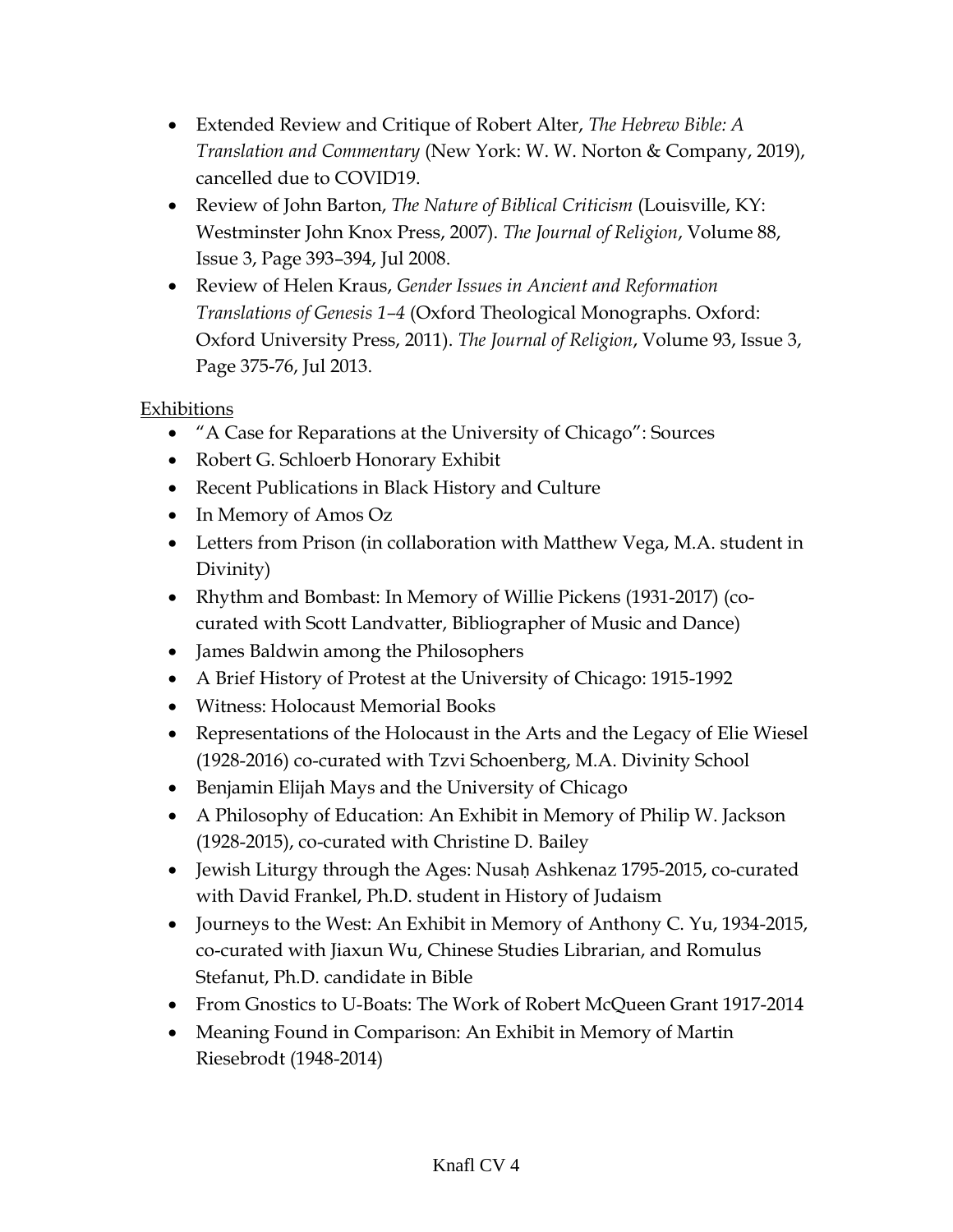- Extended Review and Critique of Robert Alter, *The Hebrew Bible: A Translation and Commentary* (New York: W. W. Norton & Company, 2019), cancelled due to COVID19.
- Review of John Barton, *The Nature of Biblical Criticism* (Louisville, KY: Westminster John Knox Press, 2007). *The Journal of Religion*, Volume 88, Issue 3, Page 393–394, Jul 2008.
- Review of Helen Kraus, *Gender Issues in Ancient and Reformation Translations of Genesis 1–4* (Oxford Theological Monographs. Oxford: Oxford University Press, 2011). *The Journal of Religion*, Volume 93, Issue 3, Page 375-76, Jul 2013.

<u>Exhibitions</u>

- "A Case for Reparations at the University of Chicago": Sources
- Robert G. Schloerb Honorary Exhibit
- Recent Publications in Black History and Culture
- In Memory of Amos Oz
- Letters from Prison (in collaboration with Matthew Vega, M.A. student in Divinity)
- Rhythm and Bombast: In Memory of Willie Pickens (1931-2017) (co-curated with Scott Landvatter, Bibliographer of Music and Dance)
- James Baldwin among the Philosophers
- A Brief History of Protest at the University of Chicago: 1915-1992
- Witness: Holocaust Memorial Books
- Representations of the Holocaust in the Arts and the Legacy of Elie Wiesel (1928-2016) co-curated with Tzvi Schoenberg, M.A. Divinity School
- Benjamin Elijah Mays and the University of Chicago
- A Philosophy of Education: An Exhibit in Memory of Philip W. Jackson (1928-2015), co-curated with Christine D. Bailey
- Jewish Liturgy through the Ages: Nusaḥ Ashkenaz 1795-2015, co-curated with David Frankel, Ph.D. student in History of Judaism
- Journeys to the West: An Exhibit in Memory of Anthony C. Yu, 1934-2015, co-curated with Jiaxun Wu, Chinese Studies Librarian, and Romulus Stefanut, Ph.D. candidate in Bible
- From Gnostics to U-Boats: The Work of Robert McQueen Grant 1917-2014
- Meaning Found in Comparison: An Exhibit in Memory of Martin Riesebrodt (1948-2014)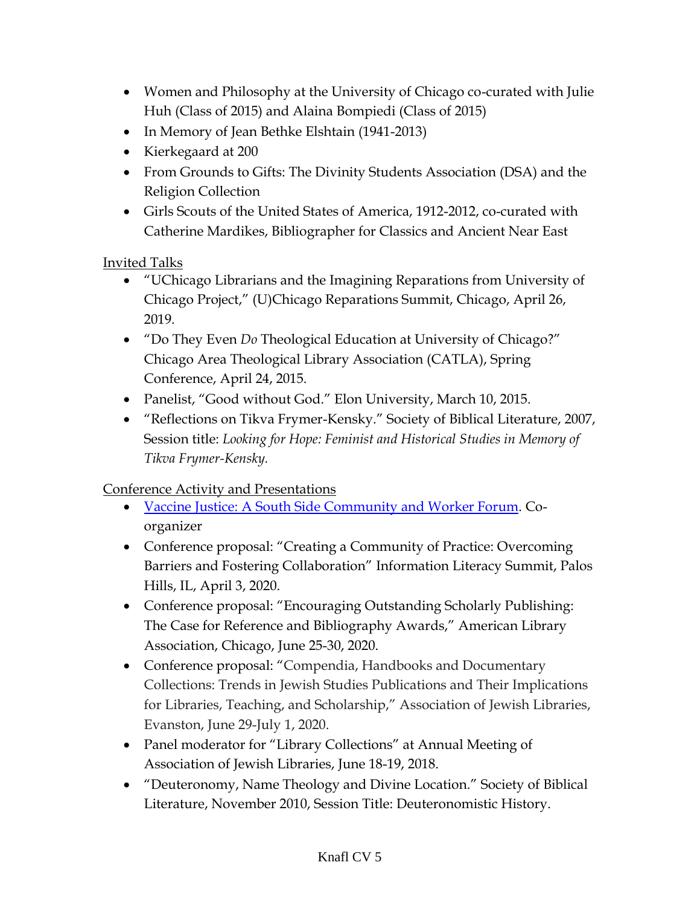- Women and Philosophy at the University of Chicago co-curated with Julie Huh (Class of 2015) and Alaina Bompiedi (Class of 2015)
- In Memory of Jean Bethke Elshtain (1941-2013)
- Kierkegaard at 200
- From Grounds to Gifts: The Divinity Students Association (DSA) and the Religion Collection
- Girls Scouts of the United States of America, 1912-2012, co-curated with Catherine Mardikes, Bibliographer for Classics and Ancient Near East

Invited Talks

- "UChicago Librarians and the Imagining Reparations from University of Chicago Project," (U)Chicago Reparations Summit, Chicago, April 26, 2019.
- "Do They Even *Do* Theological Education at University of Chicago?" Chicago Area Theological Library Association (CATLA), Spring Conference, April 24, 2015.
- Panelist, "Good without God." Elon University, March 10, 2015.
- "Reflections on Tikva Frymer-Kensky." Society of Biblical Literature, 2007, Session title: *Looking for Hope: Feminist and Historical Studies in Memory of Tikva Frymer-Kensky.*

Conference Activity and Presentations

- Vaccine Justice: A South Side Community and Worker Forum. Co-organizer
- Conference proposal: "Creating a Community of Practice: Overcoming Barriers and Fostering Collaboration" Information Literacy Summit, Palos Hills, IL, April 3, 2020.
- Conference proposal: "Encouraging Outstanding Scholarly Publishing: The Case for Reference and Bibliography Awards," American Library Association, Chicago, June 25-30, 2020.
- Conference proposal: "Compendia, Handbooks and Documentary Collections: Trends in Jewish Studies Publications and Their Implications for Libraries, Teaching, and Scholarship," Association of Jewish Libraries, Evanston, June 29-July 1, 2020.
- Panel moderator for "Library Collections" at Annual Meeting of Association of Jewish Libraries, June 18-19, 2018.
- "Deuteronomy, Name Theology and Divine Location." Society of Biblical Literature, November 2010, Session Title: Deuteronomistic History.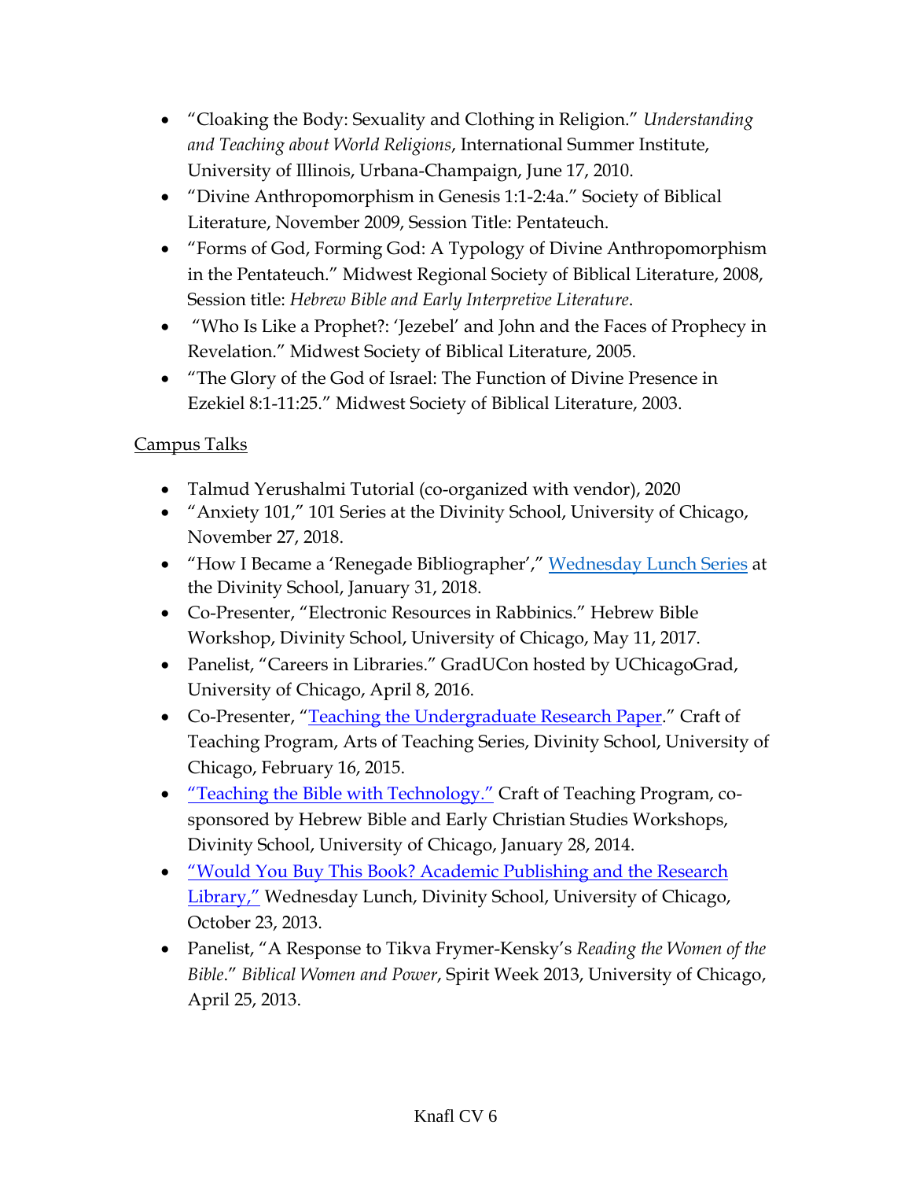- "Cloaking the Body: Sexuality and Clothing in Religion." *Understanding and Teaching about World Religions*, International Summer Institute, University of Illinois, Urbana-Champaign, June 17, 2010.
- "Divine Anthropomorphism in Genesis 1:1-2:4a." Society of Biblical Literature, November 2009, Session Title: Pentateuch.
- "Forms of God, Forming God: A Typology of Divine Anthropomorphism in the Pentateuch." Midwest Regional Society of Biblical Literature, 2008, Session title: *Hebrew Bible and Early Interpretive Literature*.
- "Who Is Like a Prophet?: 'Jezebel' and John and the Faces of Prophecy in Revelation." Midwest Society of Biblical Literature, 2005.
- "The Glory of the God of Israel: The Function of Divine Presence in Ezekiel 8:1-11:25." Midwest Society of Biblical Literature, 2003.

Campus Talks

- Talmud Yerushalmi Tutorial (co-organized with vendor), 2020
- "Anxiety 101," 101 Series at the Divinity School, University of Chicago, November 27, 2018.
- "How I Became a 'Renegade Bibliographer'," Wednesday Lunch Series at the Divinity School, January 31, 2018.
- Co-Presenter, "Electronic Resources in Rabbinics." Hebrew Bible Workshop, Divinity School, University of Chicago, May 11, 2017.
- Panelist, "Careers in Libraries." GradUCon hosted by UChicagoGrad, University of Chicago, April 8, 2016.
- Co-Presenter, "Teaching the Undergraduate Research Paper." Craft of Teaching Program, Arts of Teaching Series, Divinity School, University of Chicago, February 16, 2015.
- "Teaching the Bible with Technology." Craft of Teaching Program, co-sponsored by Hebrew Bible and Early Christian Studies Workshops, Divinity School, University of Chicago, January 28, 2014.
- "Would You Buy This Book? Academic Publishing and the Research Library," Wednesday Lunch, Divinity School, University of Chicago, October 23, 2013.
- Panelist, "A Response to Tikva Frymer-Kensky's *Reading the Women of the Bible*." *Biblical Women and Power*, Spirit Week 2013, University of Chicago, April 25, 2013.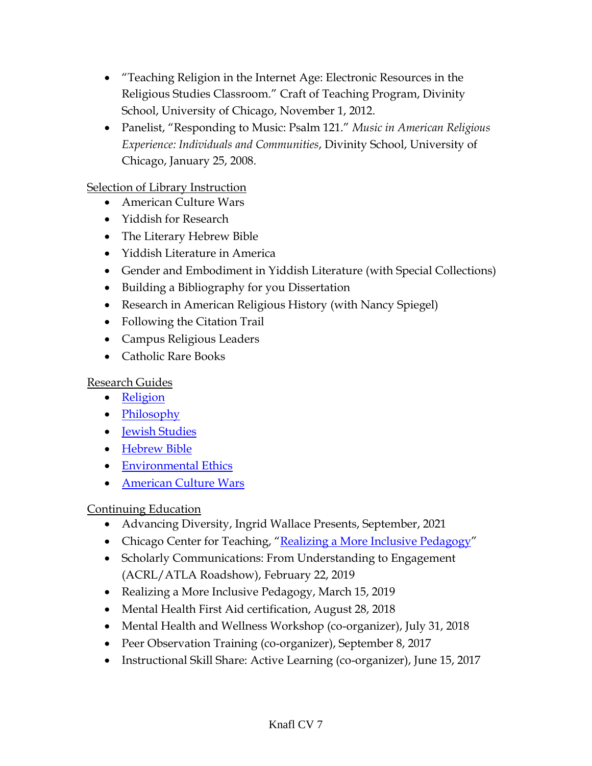- "Teaching Religion in the Internet Age: Electronic Resources in the Religious Studies Classroom." Craft of Teaching Program, Divinity School, University of Chicago, November 1, 2012.
- Panelist, "Responding to Music: Psalm 121." *Music in American Religious Experience: Individuals and Communities*, Divinity School, University of Chicago, January 25, 2008.

Selection of Library Instruction

- American Culture Wars
- Yiddish for Research
- The Literary Hebrew Bible
- Yiddish Literature in America
- Gender and Embodiment in Yiddish Literature (with Special Collections)
- Building a Bibliography for you Dissertation
- Research in American Religious History (with Nancy Spiegel)
- Following the Citation Trail
- Campus Religious Leaders
- Catholic Rare Books

Research Guides

- Religion
- Philosophy
- Jewish Studies
- Hebrew Bible
- Environmental Ethics
- American Culture Wars

Continuing Education

- Advancing Diversity, Ingrid Wallace Presents, September, 2021
- Chicago Center for Teaching, "Realizing a More Inclusive Pedagogy"
- Scholarly Communications: From Understanding to Engagement (ACRL/ATLA Roadshow), February 22, 2019
- Realizing a More Inclusive Pedagogy, March 15, 2019
- Mental Health First Aid certification, August 28, 2018
- Mental Health and Wellness Workshop (co-organizer), July 31, 2018
- Peer Observation Training (co-organizer), September 8, 2017
- Instructional Skill Share: Active Learning (co-organizer), June 15, 2017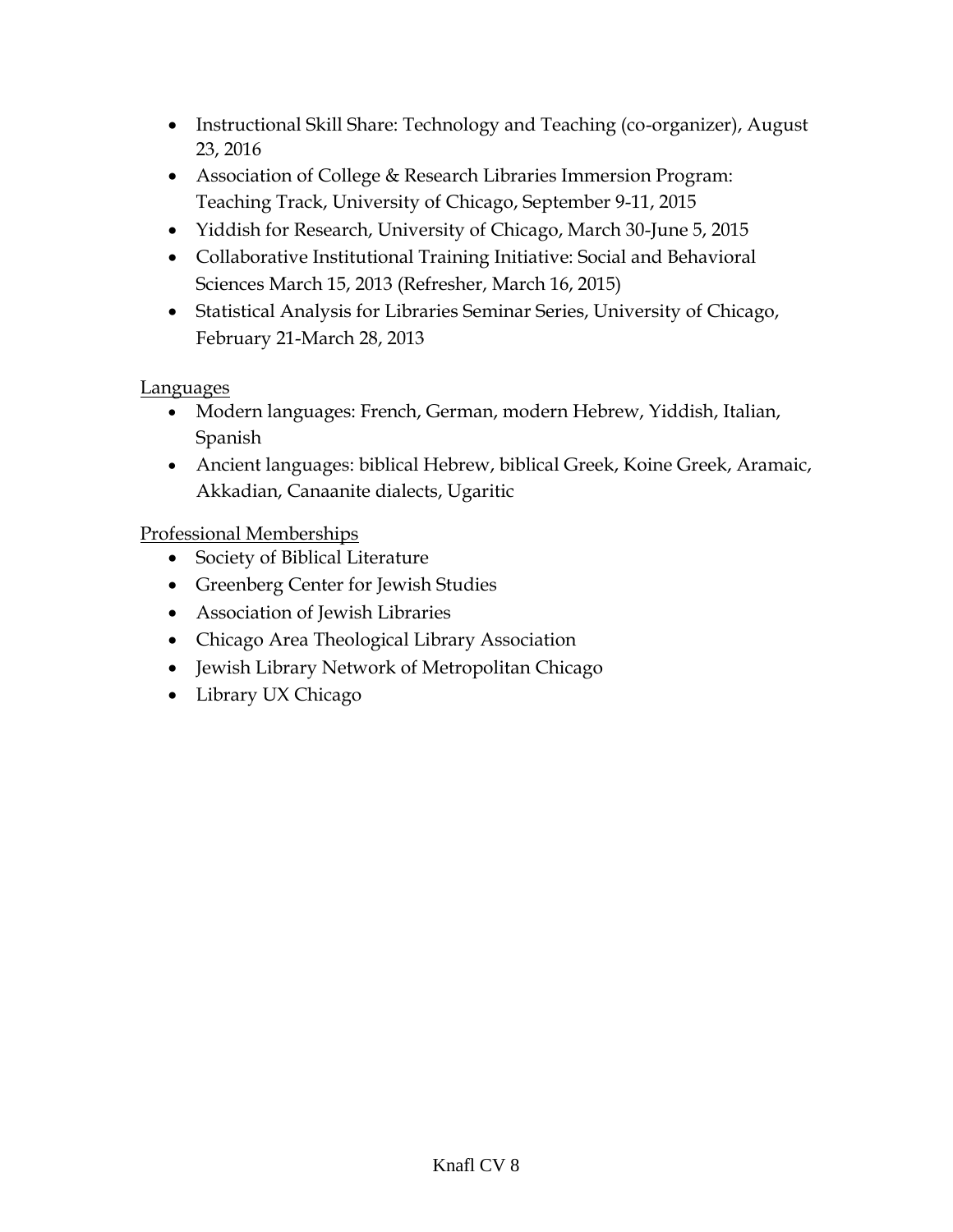- Instructional Skill Share: Technology and Teaching (co-organizer), August 23, 2016
- Association of College & Research Libraries Immersion Program: Teaching Track, University of Chicago, September 9-11, 2015
- Yiddish for Research, University of Chicago, March 30-June 5, 2015
- Collaborative Institutional Training Initiative: Social and Behavioral Sciences March 15, 2013 (Refresher, March 16, 2015)
- Statistical Analysis for Libraries Seminar Series, University of Chicago, February 21-March 28, 2013

<u>Languages</u>

- Modern languages: French, German, modern Hebrew, Yiddish, Italian, Spanish
- Ancient languages: biblical Hebrew, biblical Greek, Koine Greek, Aramaic, Akkadian, Canaanite dialects, Ugaritic

<u>Professional Memberships</u>

- Society of Biblical Literature
- Greenberg Center for Jewish Studies
- Association of Jewish Libraries
- Chicago Area Theological Library Association
- Jewish Library Network of Metropolitan Chicago
- Library UX Chicago